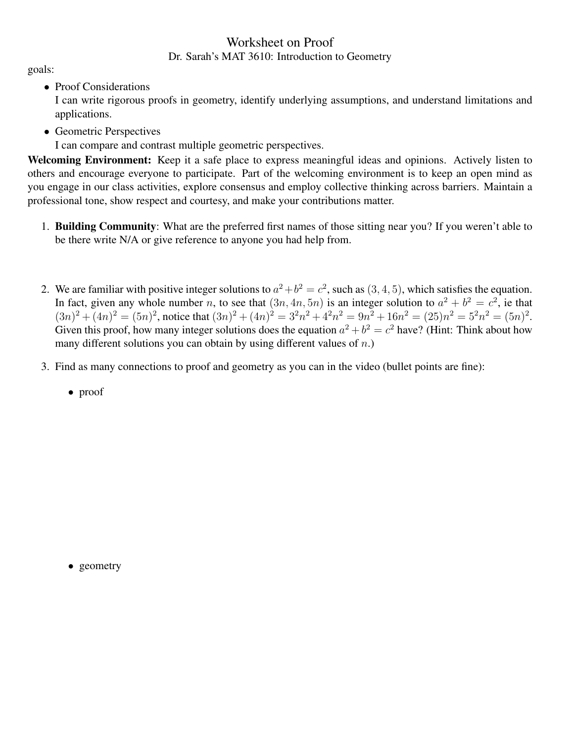# Worksheet on Proof

Dr. Sarah's MAT 3610: Introduction to Geometry

goals:

- Proof Considerations
  I can write rigorous proofs in geometry, identify underlying assumptions, and understand limitations and applications.
- Geometric Perspectives
  I can compare and contrast multiple geometric perspectives.

**Welcoming Environment:** Keep it a safe place to express meaningful ideas and opinions. Actively listen to others and encourage everyone to participate. Part of the welcoming environment is to keep an open mind as you engage in our class activities, explore consensus and employ collective thinking across barriers. Maintain a professional tone, show respect and courtesy, and make your contributions matter.

1. **Building Community**: What are the preferred first names of those sitting near you? If you weren't able to be there write N/A or give reference to anyone you had help from.

2. We are familiar with positive integer solutions to $a^2+b^2=c^2$, such as $(3,4,5)$, which satisfies the equation. In fact, given any whole number $n$, to see that $(3n,4n,5n)$ is an integer solution to $a^2+b^2=c^2$, ie that $(3n)^2+(4n)^2=(5n)^2$, notice that $(3n)^2+(4n)^2=3^2n^2+4^2n^2=9n^2+16n^2=(25)n^2=5^2n^2=(5n)^2$. Given this proof, how many integer solutions does the equation $a^2+b^2=c^2$ have? (Hint: Think about how many different solutions you can obtain by using different values of $n$.)

3. Find as many connections to proof and geometry as you can in the video (bullet points are fine):

   - proof

   - geometry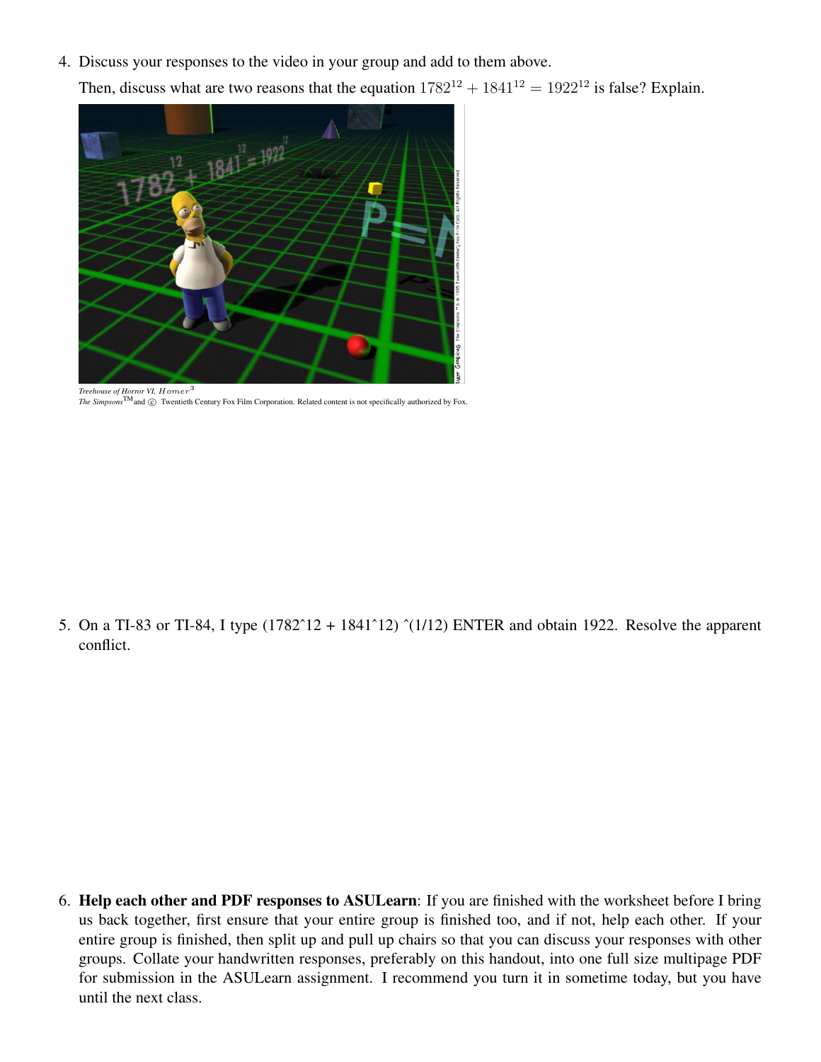4. Discuss your responses to the video in your group and add to them above.

   Then, discuss what are two reasons that the equation $1782^{12} + 1841^{12} = 1922^{12}$ is false? Explain.

*Treehouse of Horror VI*, $Homer^3$
*The Simpsons*™ and © Twentieth Century Fox Film Corporation. Related content is not specifically authorized by Fox.

5. On a TI-83 or TI-84, I type (1782ˆ12 + 1841ˆ12) ˆ(1/12) ENTER and obtain 1922. Resolve the apparent conflict.

6. **Help each other and PDF responses to ASULearn**: If you are finished with the worksheet before I bring us back together, first ensure that your entire group is finished too, and if not, help each other. If your entire group is finished, then split up and pull up chairs so that you can discuss your responses with other groups. Collate your handwritten responses, preferably on this handout, into one full size multipage PDF for submission in the ASULearn assignment. I recommend you turn it in sometime today, but you have until the next class.